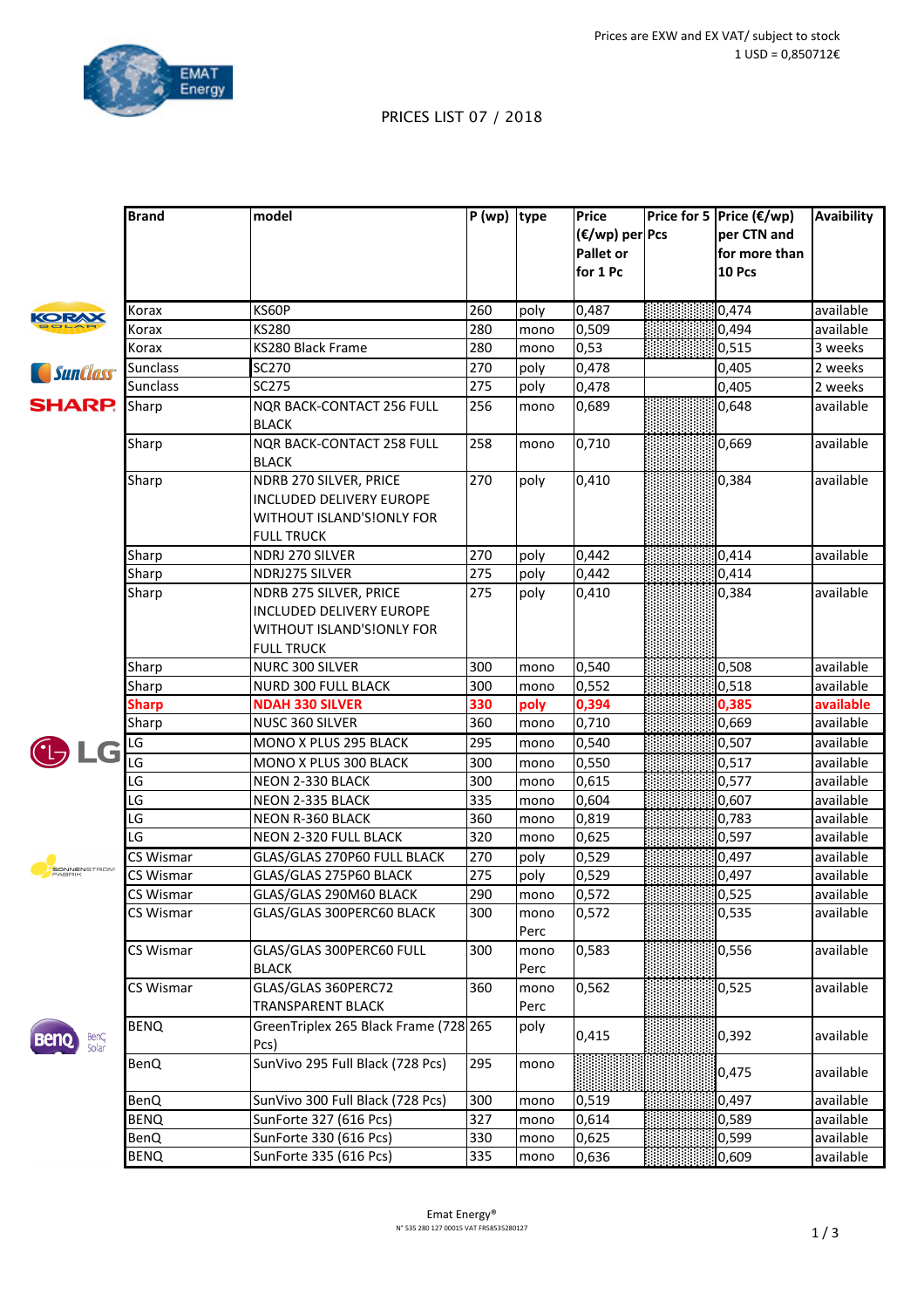Prices are EXW and EX VAT/ subject to stock
1 USD = 0,850712€

# PRICES LIST 07 / 2018

| Brand | model | P (wp) | type | Price (€/wp) per Pallet or for 1 Pc | Price for 5 Pcs | Price (€/wp) per CTN and for more than 10 Pcs | Avaibility |
|---|---|---|---|---|---|---|---|
| Korax | KS60P | 260 | poly | 0,487 | | 0,474 | available |
| Korax | KS280 | 280 | mono | 0,509 | | 0,494 | available |
| Korax | KS280 Black Frame | 280 | mono | 0,53 | | 0,515 | 3 weeks |
| Sunclass | SC270 | 270 | poly | 0,478 | | 0,405 | 2 weeks |
| Sunclass | SC275 | 275 | poly | 0,478 | | 0,405 | 2 weeks |
| Sharp | NQR BACK-CONTACT 256 FULL BLACK | 256 | mono | 0,689 | | 0,648 | available |
| Sharp | NQR BACK-CONTACT 258 FULL BLACK | 258 | mono | 0,710 | | 0,669 | available |
| Sharp | NDRB 270 SILVER, PRICE INCLUDED DELIVERY EUROPE WITHOUT ISLAND'S!ONLY FOR FULL TRUCK | 270 | poly | 0,410 | | 0,384 | available |
| Sharp | NDRJ 270 SILVER | 270 | poly | 0,442 | | 0,414 | available |
| Sharp | NDRJ275 SILVER | 275 | poly | 0,442 | | 0,414 | |
| Sharp | NDRB 275 SILVER, PRICE INCLUDED DELIVERY EUROPE WITHOUT ISLAND'S!ONLY FOR FULL TRUCK | 275 | poly | 0,410 | | 0,384 | available |
| Sharp | NURC 300 SILVER | 300 | mono | 0,540 | | 0,508 | available |
| Sharp | NURD 300 FULL BLACK | 300 | mono | 0,552 | | 0,518 | available |
| **Sharp** | **NDAH 330 SILVER** | **330** | **poly** | **0,394** | | **0,385** | **available** |
| Sharp | NUSC 360 SILVER | 360 | mono | 0,710 | | 0,669 | available |
| LG | MONO X PLUS 295 BLACK | 295 | mono | 0,540 | | 0,507 | available |
| LG | MONO X PLUS 300 BLACK | 300 | mono | 0,550 | | 0,517 | available |
| LG | NEON 2-330 BLACK | 300 | mono | 0,615 | | 0,577 | available |
| LG | NEON 2-335 BLACK | 335 | mono | 0,604 | | 0,607 | available |
| LG | NEON R-360 BLACK | 360 | mono | 0,819 | | 0,783 | available |
| LG | NEON 2-320 FULL BLACK | 320 | mono | 0,625 | | 0,597 | available |
| CS Wismar | GLAS/GLAS 270P60 FULL BLACK | 270 | poly | 0,529 | | 0,497 | available |
| CS Wismar | GLAS/GLAS 275P60 BLACK | 275 | poly | 0,529 | | 0,497 | available |
| CS Wismar | GLAS/GLAS 290M60 BLACK | 290 | mono | 0,572 | | 0,525 | available |
| CS Wismar | GLAS/GLAS 300PERC60 BLACK | 300 | mono Perc | 0,572 | | 0,535 | available |
| CS Wismar | GLAS/GLAS 300PERC60 FULL BLACK | 300 | mono Perc | 0,583 | | 0,556 | available |
| CS Wismar | GLAS/GLAS 360PERC72 TRANSPARENT BLACK | 360 | mono Perc | 0,562 | | 0,525 | available |
| BENQ | GreenTriplex 265 Black Frame (728 Pcs) | 265 | poly | 0,415 | | 0,392 | available |
| BenQ | SunVivo 295 Full Black (728 Pcs) | 295 | mono | | | 0,475 | available |
| BenQ | SunVivo 300 Full Black (728 Pcs) | 300 | mono | 0,519 | | 0,497 | available |
| BENQ | SunForte 327 (616 Pcs) | 327 | mono | 0,614 | | 0,589 | available |
| BenQ | SunForte 330 (616 Pcs) | 330 | mono | 0,625 | | 0,599 | available |
| BENQ | SunForte 335 (616 Pcs) | 335 | mono | 0,636 | | 0,609 | available |

Emat Energy®
N° 535 280 127 00015 VAT FR58535280127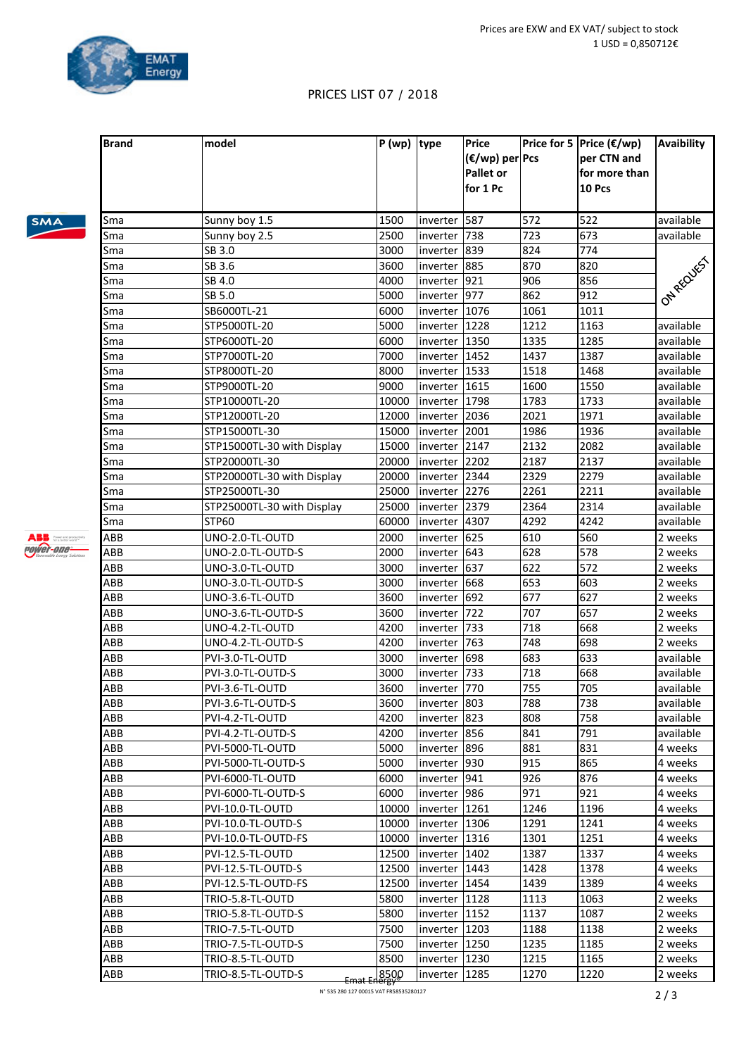Prices are EXW and EX VAT/ subject to stock
1 USD = 0,850712€

PRICES LIST 07 / 2018

| Brand | model | P (wp) | type | Price (€/wp) per Pallet or for 1 Pc | Price for 5 Pcs | Price (€/wp) per CTN and for more than 10 Pcs | Avaibility |
|---|---|---|---|---|---|---|---|
| Sma | Sunny boy 1.5 | 1500 | inverter | 587 | 572 | 522 | available |
| Sma | Sunny boy 2.5 | 2500 | inverter | 738 | 723 | 673 | available |
| Sma | SB 3.0 | 3000 | inverter | 839 | 824 | 774 | ON REQUEST |
| Sma | SB 3.6 | 3600 | inverter | 885 | 870 | 820 | |
| Sma | SB 4.0 | 4000 | inverter | 921 | 906 | 856 | |
| Sma | SB 5.0 | 5000 | inverter | 977 | 862 | 912 | |
| Sma | SB6000TL-21 | 6000 | inverter | 1076 | 1061 | 1011 | |
| Sma | STP5000TL-20 | 5000 | inverter | 1228 | 1212 | 1163 | available |
| Sma | STP6000TL-20 | 6000 | inverter | 1350 | 1335 | 1285 | available |
| Sma | STP7000TL-20 | 7000 | inverter | 1452 | 1437 | 1387 | available |
| Sma | STP8000TL-20 | 8000 | inverter | 1533 | 1518 | 1468 | available |
| Sma | STP9000TL-20 | 9000 | inverter | 1615 | 1600 | 1550 | available |
| Sma | STP10000TL-20 | 10000 | inverter | 1798 | 1783 | 1733 | available |
| Sma | STP12000TL-20 | 12000 | inverter | 2036 | 2021 | 1971 | available |
| Sma | STP15000TL-30 | 15000 | inverter | 2001 | 1986 | 1936 | available |
| Sma | STP15000TL-30 with Display | 15000 | inverter | 2147 | 2132 | 2082 | available |
| Sma | STP20000TL-30 | 20000 | inverter | 2202 | 2187 | 2137 | available |
| Sma | STP20000TL-30 with Display | 20000 | inverter | 2344 | 2329 | 2279 | available |
| Sma | STP25000TL-30 | 25000 | inverter | 2276 | 2261 | 2211 | available |
| Sma | STP25000TL-30 with Display | 25000 | inverter | 2379 | 2364 | 2314 | available |
| Sma | STP60 | 60000 | inverter | 4307 | 4292 | 4242 | available |
| ABB | UNO-2.0-TL-OUTD | 2000 | inverter | 625 | 610 | 560 | 2 weeks |
| ABB | UNO-2.0-TL-OUTD-S | 2000 | inverter | 643 | 628 | 578 | 2 weeks |
| ABB | UNO-3.0-TL-OUTD | 3000 | inverter | 637 | 622 | 572 | 2 weeks |
| ABB | UNO-3.0-TL-OUTD-S | 3000 | inverter | 668 | 653 | 603 | 2 weeks |
| ABB | UNO-3.6-TL-OUTD | 3600 | inverter | 692 | 677 | 627 | 2 weeks |
| ABB | UNO-3.6-TL-OUTD-S | 3600 | inverter | 722 | 707 | 657 | 2 weeks |
| ABB | UNO-4.2-TL-OUTD | 4200 | inverter | 733 | 718 | 668 | 2 weeks |
| ABB | UNO-4.2-TL-OUTD-S | 4200 | inverter | 763 | 748 | 698 | 2 weeks |
| ABB | PVI-3.0-TL-OUTD | 3000 | inverter | 698 | 683 | 633 | available |
| ABB | PVI-3.0-TL-OUTD-S | 3000 | inverter | 733 | 718 | 668 | available |
| ABB | PVI-3.6-TL-OUTD | 3600 | inverter | 770 | 755 | 705 | available |
| ABB | PVI-3.6-TL-OUTD-S | 3600 | inverter | 803 | 788 | 738 | available |
| ABB | PVI-4.2-TL-OUTD | 4200 | inverter | 823 | 808 | 758 | available |
| ABB | PVI-4.2-TL-OUTD-S | 4200 | inverter | 856 | 841 | 791 | available |
| ABB | PVI-5000-TL-OUTD | 5000 | inverter | 896 | 881 | 831 | 4 weeks |
| ABB | PVI-5000-TL-OUTD-S | 5000 | inverter | 930 | 915 | 865 | 4 weeks |
| ABB | PVI-6000-TL-OUTD | 6000 | inverter | 941 | 926 | 876 | 4 weeks |
| ABB | PVI-6000-TL-OUTD-S | 6000 | inverter | 986 | 971 | 921 | 4 weeks |
| ABB | PVI-10.0-TL-OUTD | 10000 | inverter | 1261 | 1246 | 1196 | 4 weeks |
| ABB | PVI-10.0-TL-OUTD-S | 10000 | inverter | 1306 | 1291 | 1241 | 4 weeks |
| ABB | PVI-10.0-TL-OUTD-FS | 10000 | inverter | 1316 | 1301 | 1251 | 4 weeks |
| ABB | PVI-12.5-TL-OUTD | 12500 | inverter | 1402 | 1387 | 1337 | 4 weeks |
| ABB | PVI-12.5-TL-OUTD-S | 12500 | inverter | 1443 | 1428 | 1378 | 4 weeks |
| ABB | PVI-12.5-TL-OUTD-FS | 12500 | inverter | 1454 | 1439 | 1389 | 4 weeks |
| ABB | TRIO-5.8-TL-OUTD | 5800 | inverter | 1128 | 1113 | 1063 | 2 weeks |
| ABB | TRIO-5.8-TL-OUTD-S | 5800 | inverter | 1152 | 1137 | 1087 | 2 weeks |
| ABB | TRIO-7.5-TL-OUTD | 7500 | inverter | 1203 | 1188 | 1138 | 2 weeks |
| ABB | TRIO-7.5-TL-OUTD-S | 7500 | inverter | 1250 | 1235 | 1185 | 2 weeks |
| ABB | TRIO-8.5-TL-OUTD | 8500 | inverter | 1230 | 1215 | 1165 | 2 weeks |
| ABB | TRIO-8.5-TL-OUTD-S | 8500 | inverter | 1285 | 1270 | 1220 | 2 weeks |

Emat Energy®
N° 535 280 127 00015 VAT FR58535280127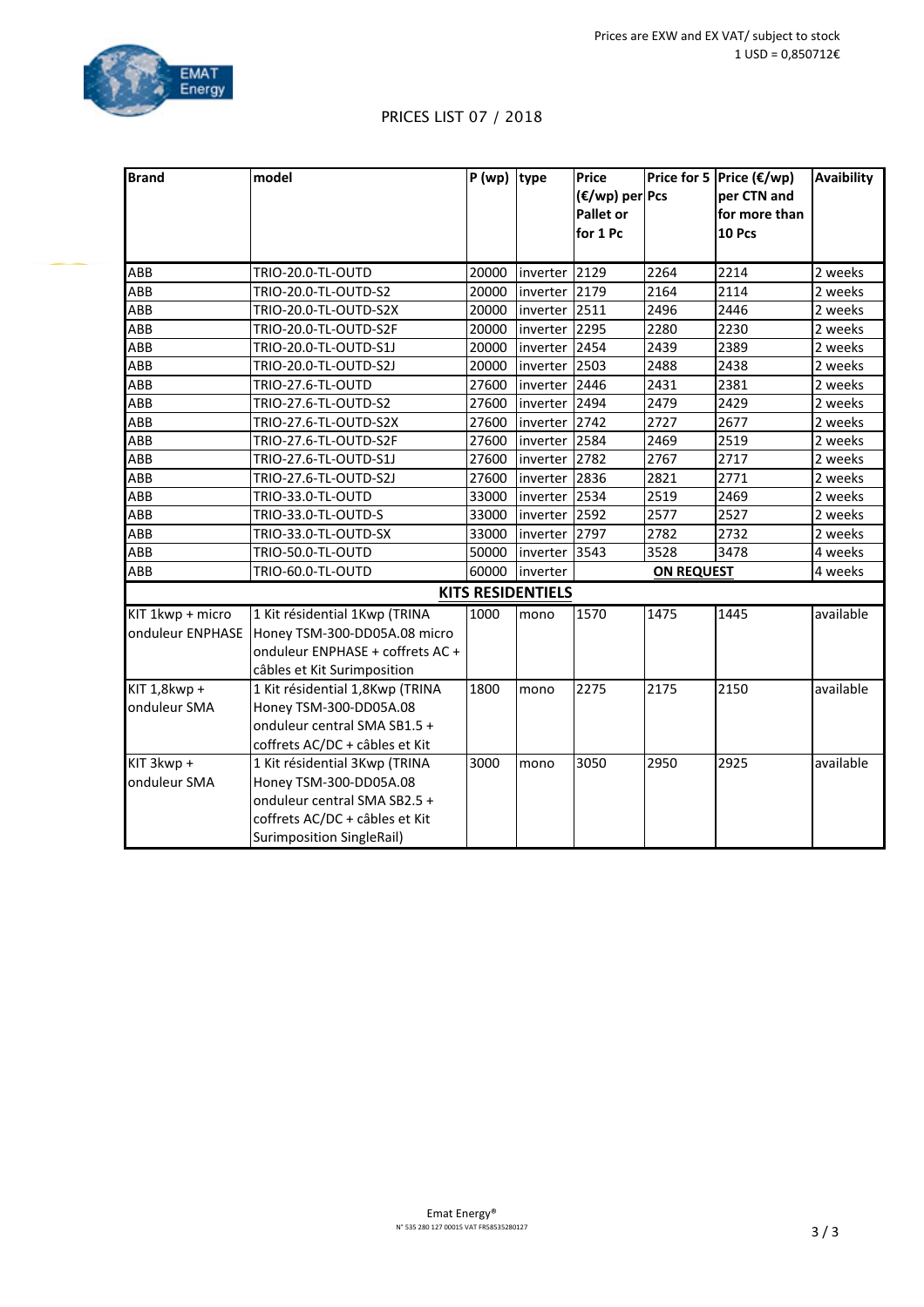Prices are EXW and EX VAT/ subject to stock
1 USD = 0,850712€

# PRICES LIST 07 / 2018

| Brand | model | P (wp) | type | Price (€/wp) per Pallet or for 1 Pc | Price for 5 Pcs | Price (€/wp) per CTN and for more than 10 Pcs | Avaibility |
|---|---|---|---|---|---|---|---|
| ABB | TRIO-20.0-TL-OUTD | 20000 | inverter | 2129 | 2264 | 2214 | 2 weeks |
| ABB | TRIO-20.0-TL-OUTD-S2 | 20000 | inverter | 2179 | 2164 | 2114 | 2 weeks |
| ABB | TRIO-20.0-TL-OUTD-S2X | 20000 | inverter | 2511 | 2496 | 2446 | 2 weeks |
| ABB | TRIO-20.0-TL-OUTD-S2F | 20000 | inverter | 2295 | 2280 | 2230 | 2 weeks |
| ABB | TRIO-20.0-TL-OUTD-S1J | 20000 | inverter | 2454 | 2439 | 2389 | 2 weeks |
| ABB | TRIO-20.0-TL-OUTD-S2J | 20000 | inverter | 2503 | 2488 | 2438 | 2 weeks |
| ABB | TRIO-27.6-TL-OUTD | 27600 | inverter | 2446 | 2431 | 2381 | 2 weeks |
| ABB | TRIO-27.6-TL-OUTD-S2 | 27600 | inverter | 2494 | 2479 | 2429 | 2 weeks |
| ABB | TRIO-27.6-TL-OUTD-S2X | 27600 | inverter | 2742 | 2727 | 2677 | 2 weeks |
| ABB | TRIO-27.6-TL-OUTD-S2F | 27600 | inverter | 2584 | 2469 | 2519 | 2 weeks |
| ABB | TRIO-27.6-TL-OUTD-S1J | 27600 | inverter | 2782 | 2767 | 2717 | 2 weeks |
| ABB | TRIO-27.6-TL-OUTD-S2J | 27600 | inverter | 2836 | 2821 | 2771 | 2 weeks |
| ABB | TRIO-33.0-TL-OUTD | 33000 | inverter | 2534 | 2519 | 2469 | 2 weeks |
| ABB | TRIO-33.0-TL-OUTD-S | 33000 | inverter | 2592 | 2577 | 2527 | 2 weeks |
| ABB | TRIO-33.0-TL-OUTD-SX | 33000 | inverter | 2797 | 2782 | 2732 | 2 weeks |
| ABB | TRIO-50.0-TL-OUTD | 50000 | inverter | 3543 | 3528 | 3478 | 4 weeks |
| ABB | TRIO-60.0-TL-OUTD | 60000 | inverter | | **ON REQUEST** | | 4 weeks |
| | | **KITS RESIDENTIELS** | | | | | |
| KIT 1kwp + micro onduleur ENPHASE | 1 Kit résidential 1Kwp (TRINA Honey TSM-300-DD05A.08 micro onduleur ENPHASE + coffrets AC + câbles et Kit Surimposition | 1000 | mono | 1570 | 1475 | 1445 | available |
| KIT 1,8kwp + onduleur SMA | 1 Kit résidential 1,8Kwp (TRINA Honey TSM-300-DD05A.08 onduleur central SMA SB1.5 + coffrets AC/DC + câbles et Kit | 1800 | mono | 2275 | 2175 | 2150 | available |
| KIT 3kwp + onduleur SMA | 1 Kit résidential 3Kwp (TRINA Honey TSM-300-DD05A.08 onduleur central SMA SB2.5 + coffrets AC/DC + câbles et Kit Surimposition SingleRail) | 3000 | mono | 3050 | 2950 | 2925 | available |

Emat Energy®
N° 535 280 127 00015 VAT FR58535280127